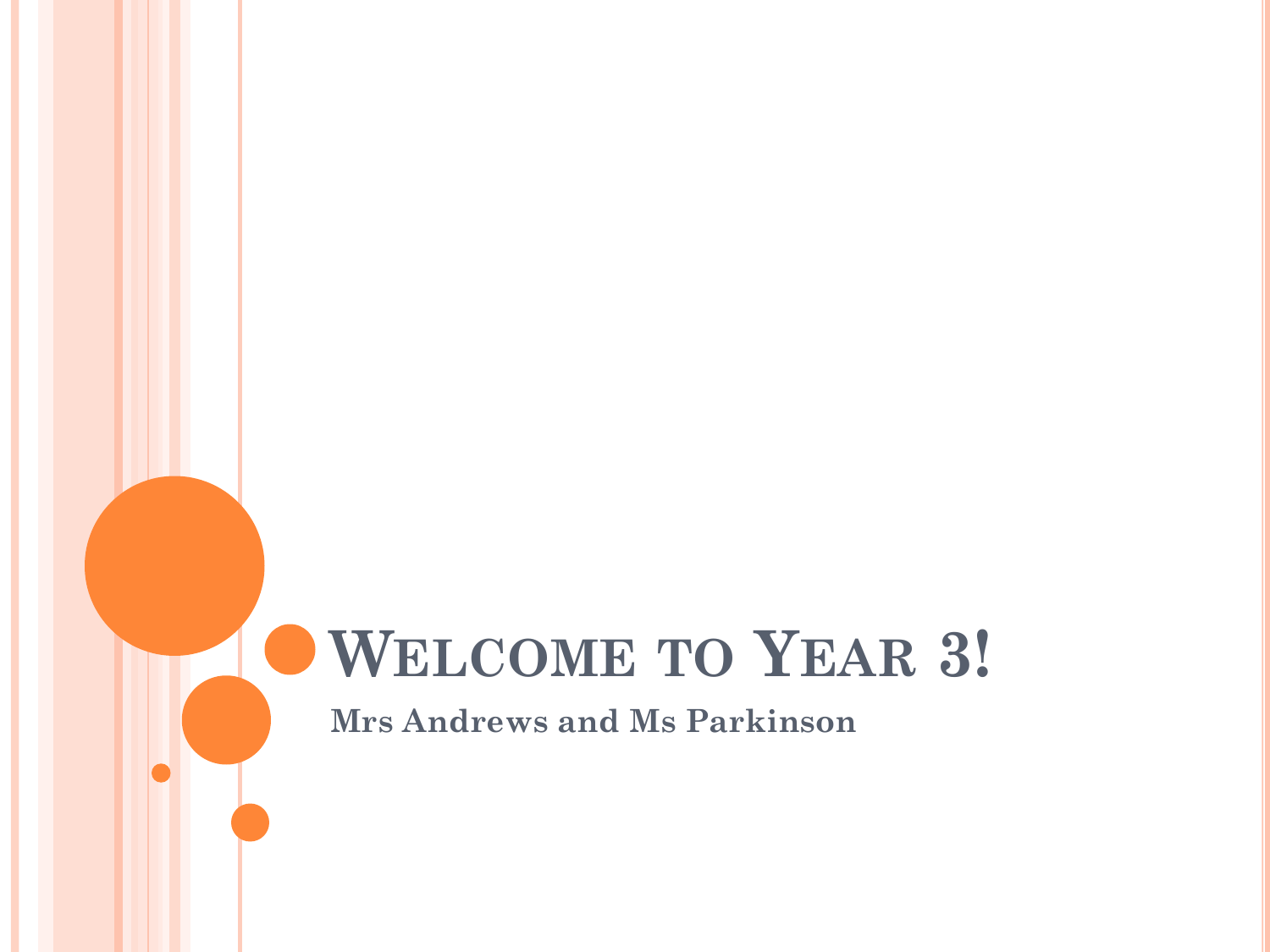# Welcome to Year 3!

**Mrs Andrews and Ms Parkinson**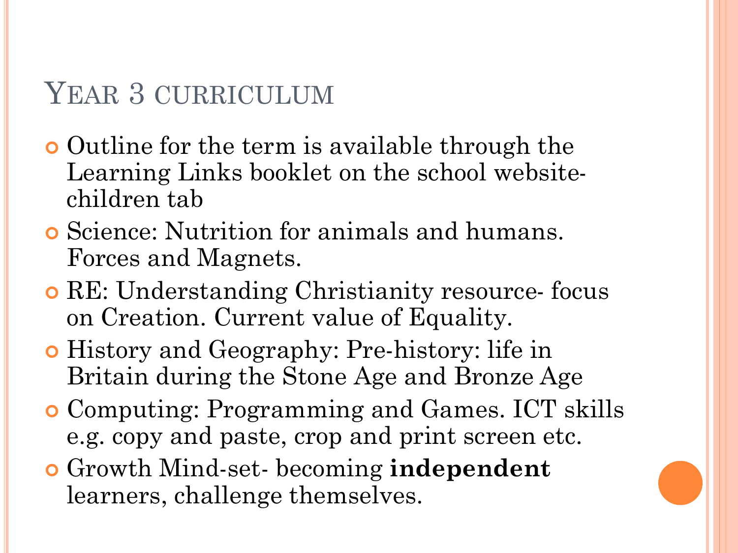# Year 3 curriculum

- Outline for the term is available through the Learning Links booklet on the school website- children tab
- Science: Nutrition for animals and humans. Forces and Magnets.
- RE: Understanding Christianity resource- focus on Creation. Current value of Equality.
- History and Geography: Pre-history: life in Britain during the Stone Age and Bronze Age
- Computing: Programming and Games. ICT skills e.g. copy and paste, crop and print screen etc.
- Growth Mind-set- becoming **independent** learners, challenge themselves.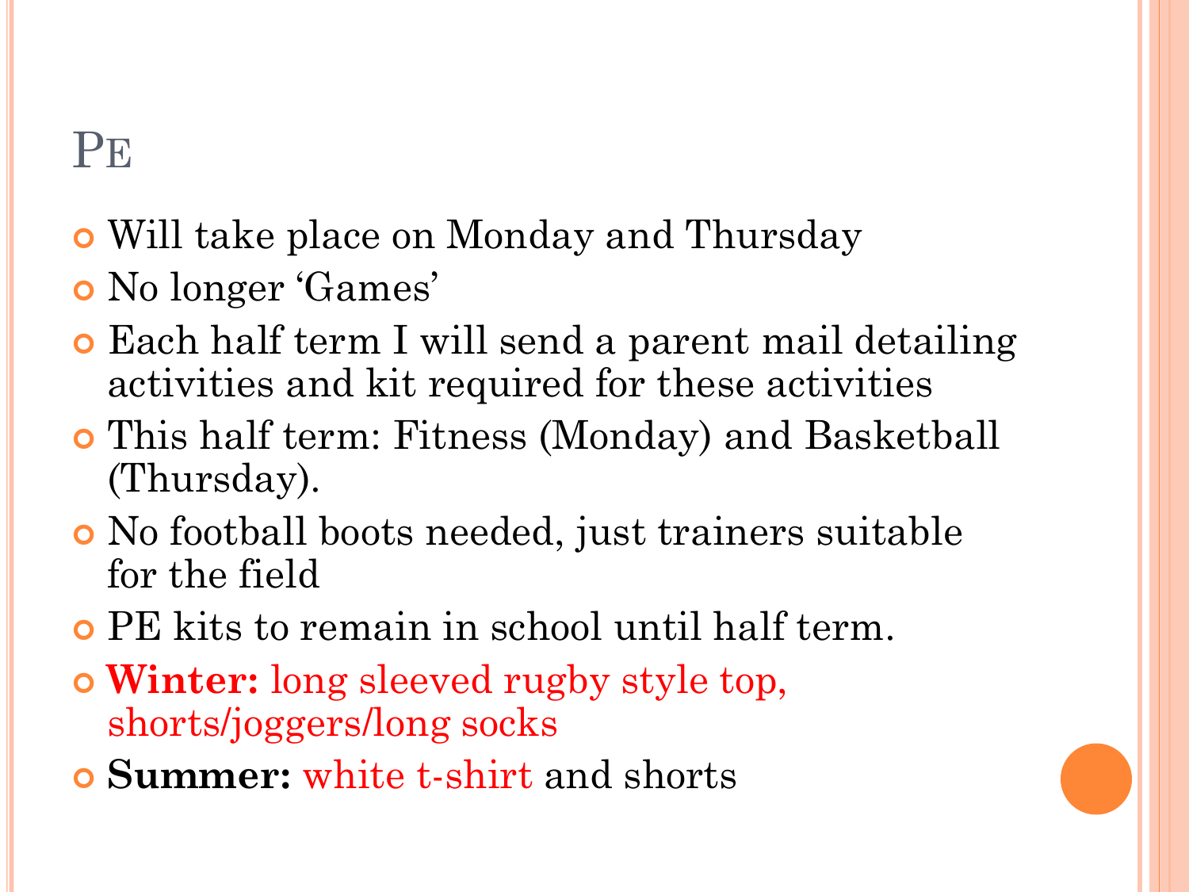# PE

- Will take place on Monday and Thursday
- No longer 'Games'
- Each half term I will send a parent mail detailing activities and kit required for these activities
- This half term: Fitness (Monday) and Basketball (Thursday).
- No football boots needed, just trainers suitable for the field
- PE kits to remain in school until half term.
- **Winter:** long sleeved rugby style top, shorts/joggers/long socks
- **Summer:** white t-shirt and shorts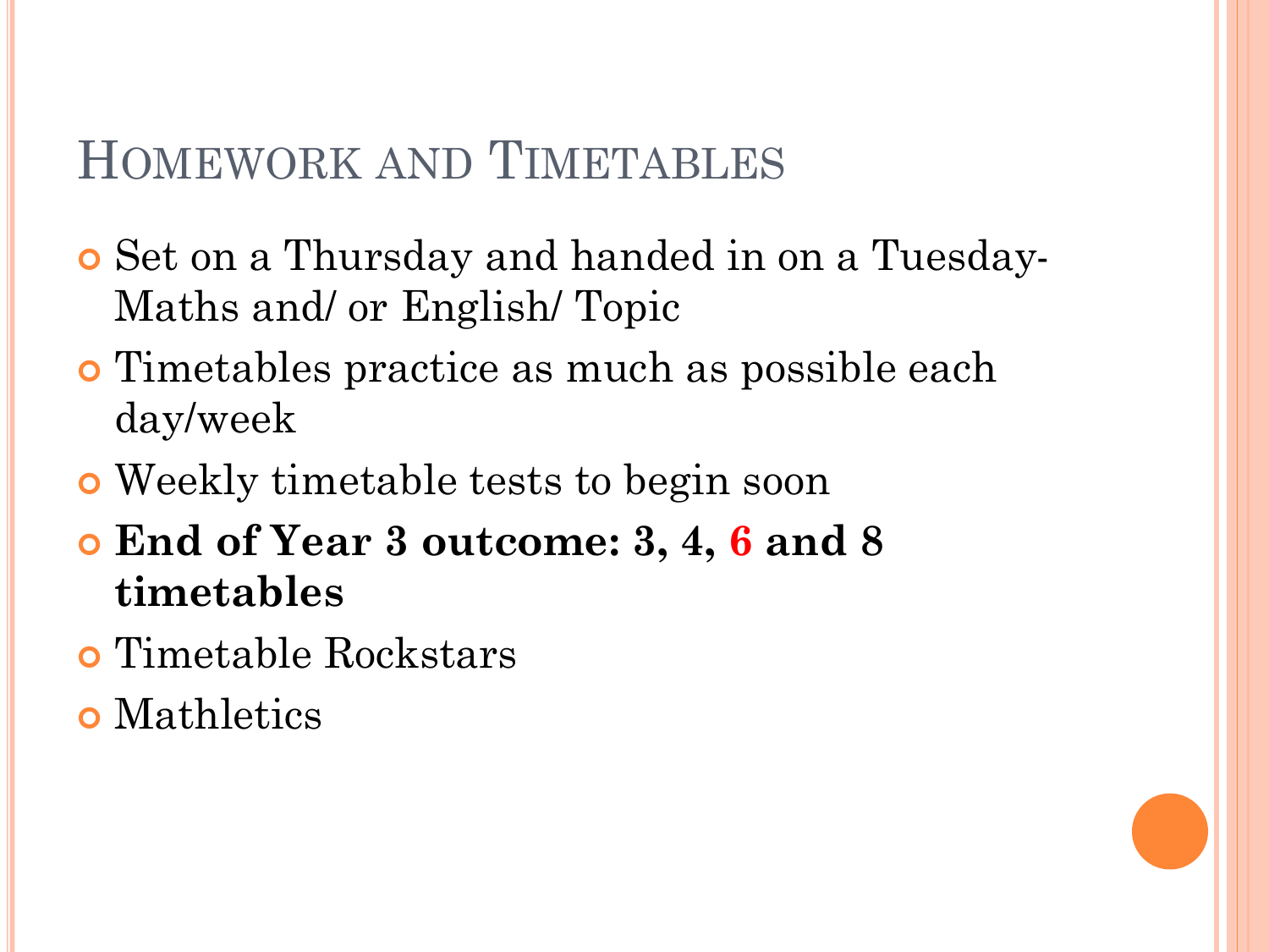# Homework and Timetables

- Set on a Thursday and handed in on a Tuesday- Maths and/ or English/ Topic
- Timetables practice as much as possible each day/week
- Weekly timetable tests to begin soon
- **End of Year 3 outcome: 3, 4, 6 and 8 timetables**
- Timetable Rockstars
- Mathletics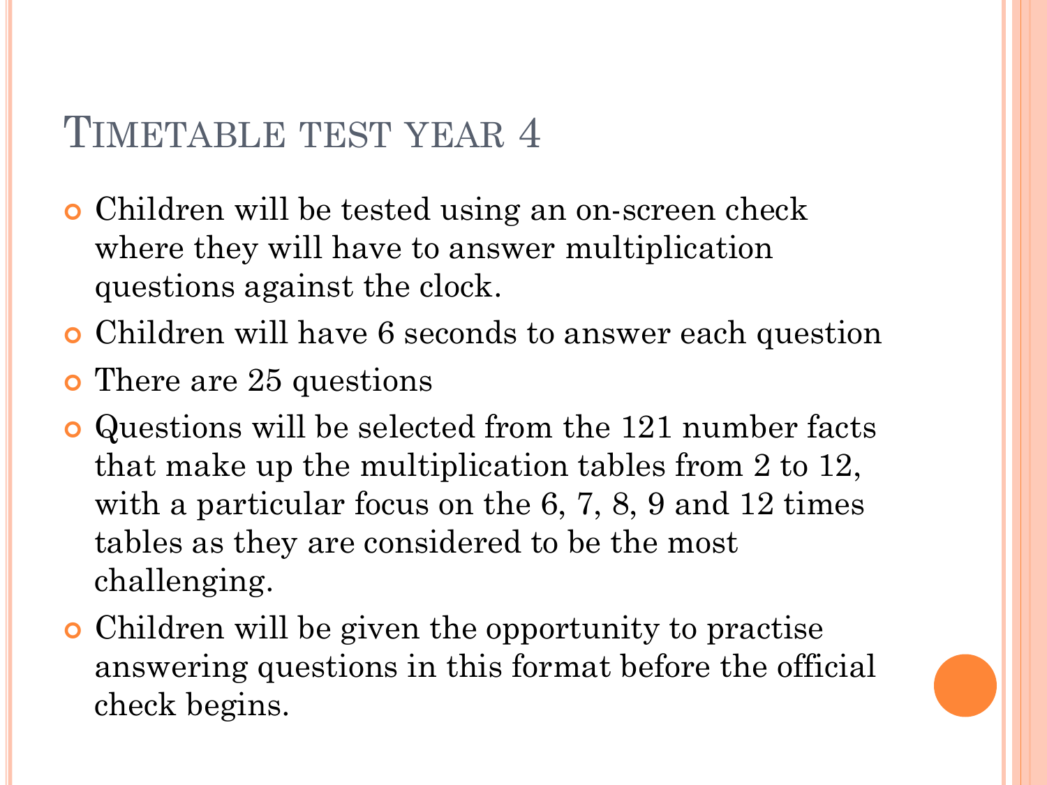# Timetable test year 4

- Children will be tested using an on-screen check where they will have to answer multiplication questions against the clock.
- Children will have 6 seconds to answer each question
- There are 25 questions
- Questions will be selected from the 121 number facts that make up the multiplication tables from 2 to 12, with a particular focus on the 6, 7, 8, 9 and 12 times tables as they are considered to be the most challenging.
- Children will be given the opportunity to practise answering questions in this format before the official check begins.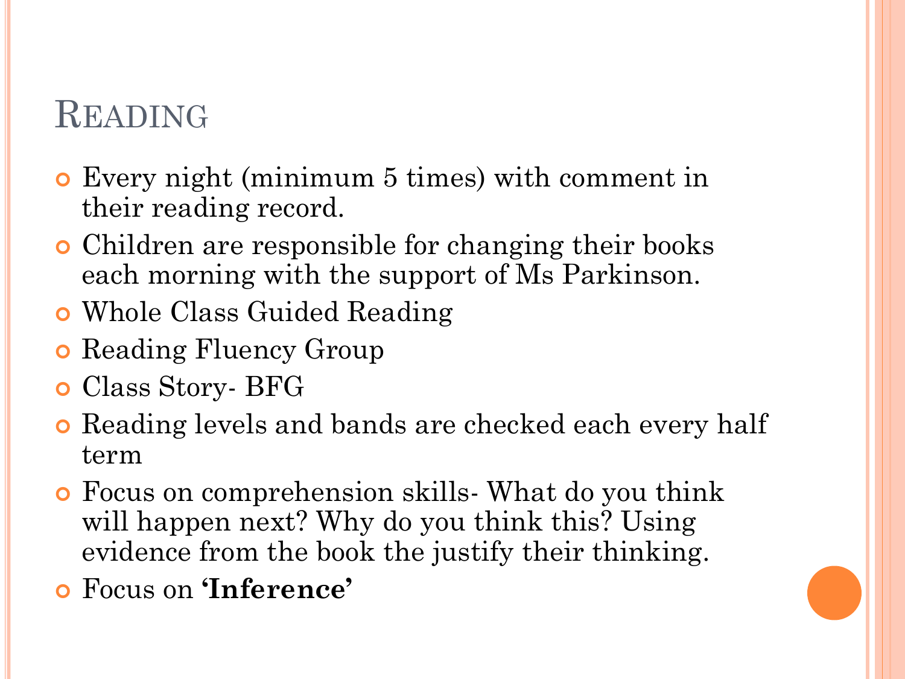# Reading

- Every night (minimum 5 times) with comment in their reading record.
- Children are responsible for changing their books each morning with the support of Ms Parkinson.
- Whole Class Guided Reading
- Reading Fluency Group
- Class Story- BFG
- Reading levels and bands are checked each every half term
- Focus on comprehension skills- What do you think will happen next? Why do you think this? Using evidence from the book the justify their thinking.
- Focus on **'Inference'**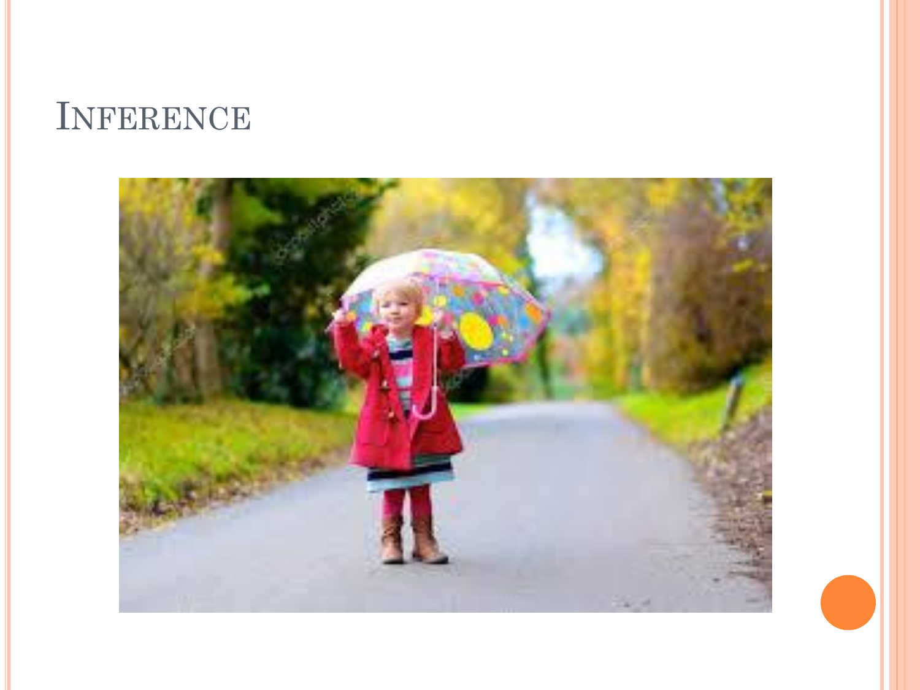# Inference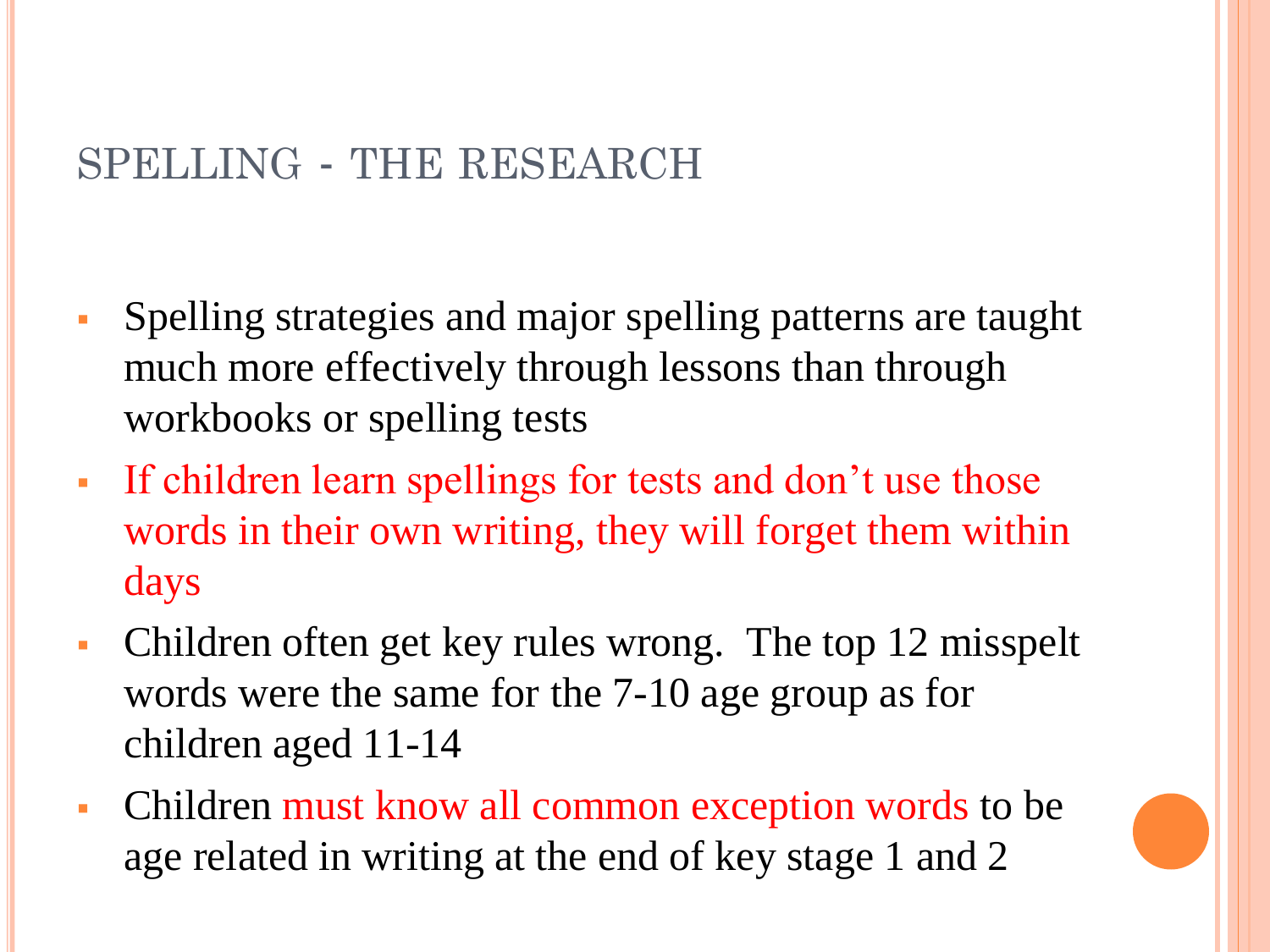# SPELLING - THE RESEARCH

- Spelling strategies and major spelling patterns are taught much more effectively through lessons than through workbooks or spelling tests
- If children learn spellings for tests and don't use those words in their own writing, they will forget them within days
- Children often get key rules wrong. The top 12 misspelt words were the same for the 7-10 age group as for children aged 11-14
- Children must know all common exception words to be age related in writing at the end of key stage 1 and 2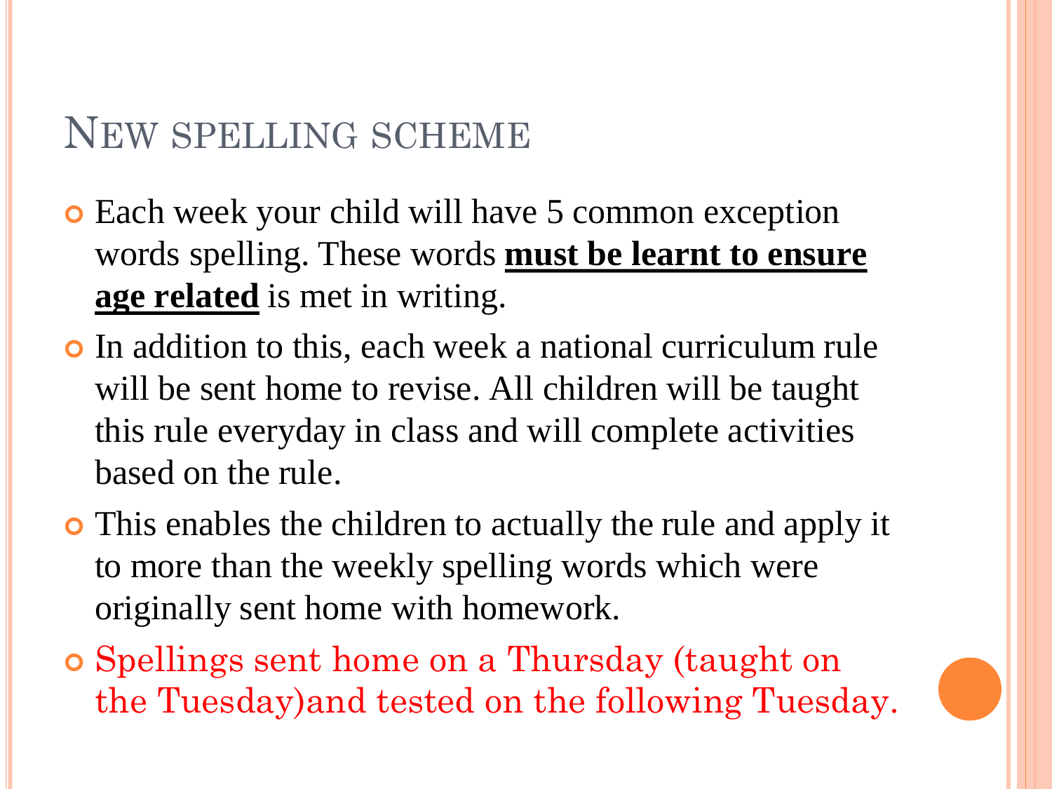# New spelling scheme

- Each week your child will have 5 common exception words spelling. These words **<u>must be learnt to ensure age related</u>** is met in writing.
- In addition to this, each week a national curriculum rule will be sent home to revise. All children will be taught this rule everyday in class and will complete activities based on the rule.
- This enables the children to actually the rule and apply it to more than the weekly spelling words which were originally sent home with homework.
- Spellings sent home on a Thursday (taught on the Tuesday)and tested on the following Tuesday.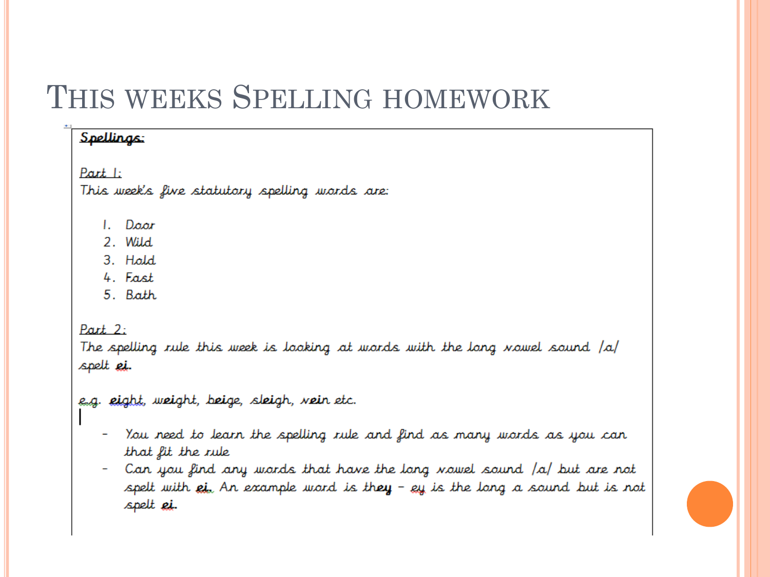# This weeks Spelling homework

**Spellings:**

Part 1:

This week's five statutory spelling words are:

1. Door
2. Wild
3. Hold
4. Fast
5. Bath

Part 2:

The spelling rule this week is looking at words with the long vowel sound /a/ spelt **ei**.

e.g. **eigh**t, w**eigh**t, b**ei**ge, sl**eigh**, v**ei**n etc.

- You need to learn the spelling rule and find as many words as you can that fit the rule
- Can you find any words that have the long vowel sound /a/ but are not spelt with **ei**. An example word is th**ey** – ey is the long a sound but is not spelt **ei**.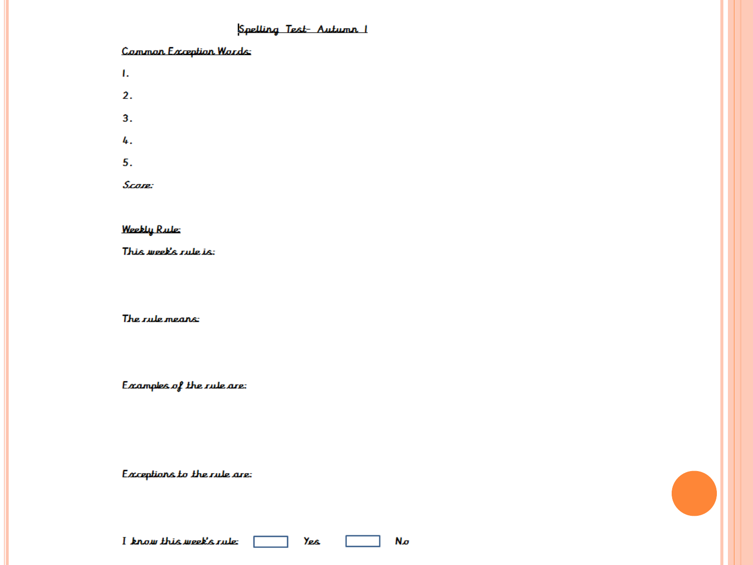# Spelling Test- Autumn 1

## Common Exception Words:

1.

2.

3.

4.

5.

Score:

## Weekly Rule:

This week's rule is:

The rule means:

Examples of the rule are:

Exceptions to the rule are:

I know this week's rule: ☐ Yes ☐ No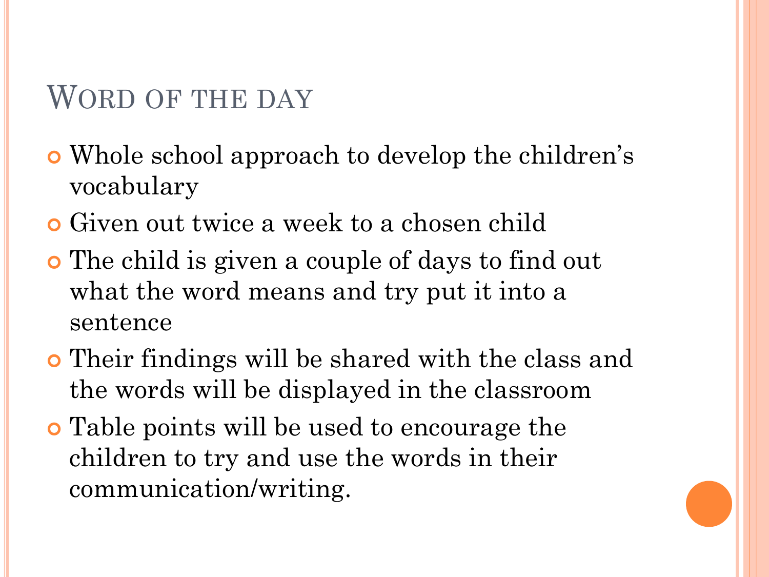# Word of the day

- Whole school approach to develop the children's vocabulary
- Given out twice a week to a chosen child
- The child is given a couple of days to find out what the word means and try put it into a sentence
- Their findings will be shared with the class and the words will be displayed in the classroom
- Table points will be used to encourage the children to try and use the words in their communication/writing.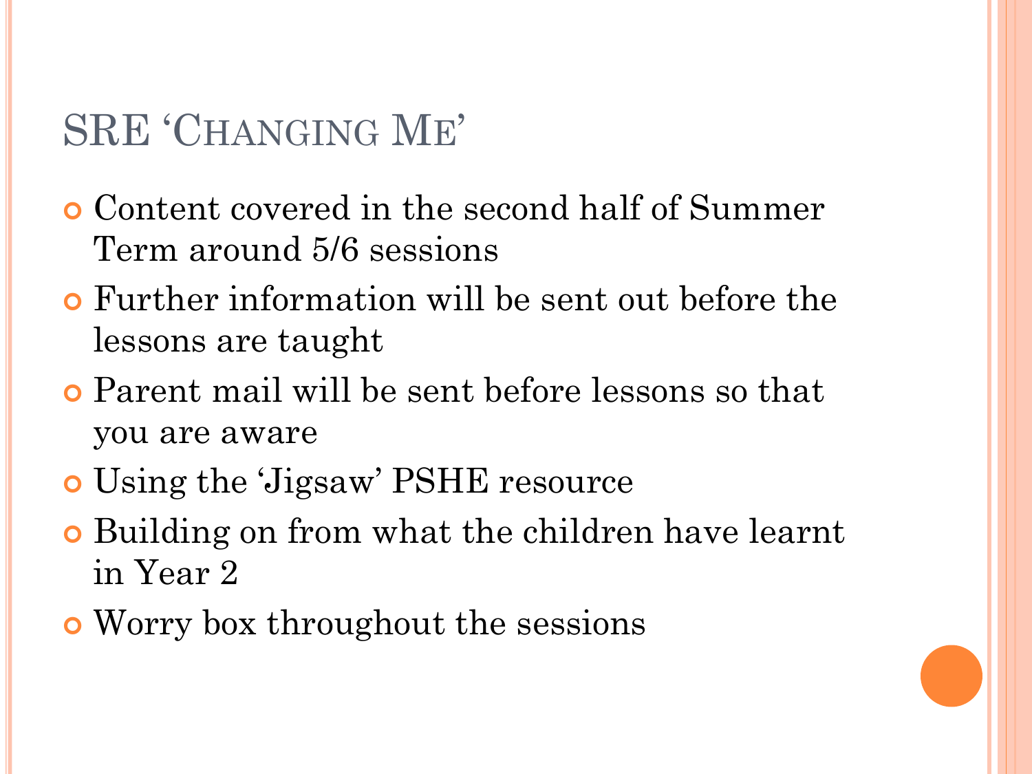# SRE 'Changing Me'

- Content covered in the second half of Summer Term around 5/6 sessions
- Further information will be sent out before the lessons are taught
- Parent mail will be sent before lessons so that you are aware
- Using the 'Jigsaw' PSHE resource
- Building on from what the children have learnt in Year 2
- Worry box throughout the sessions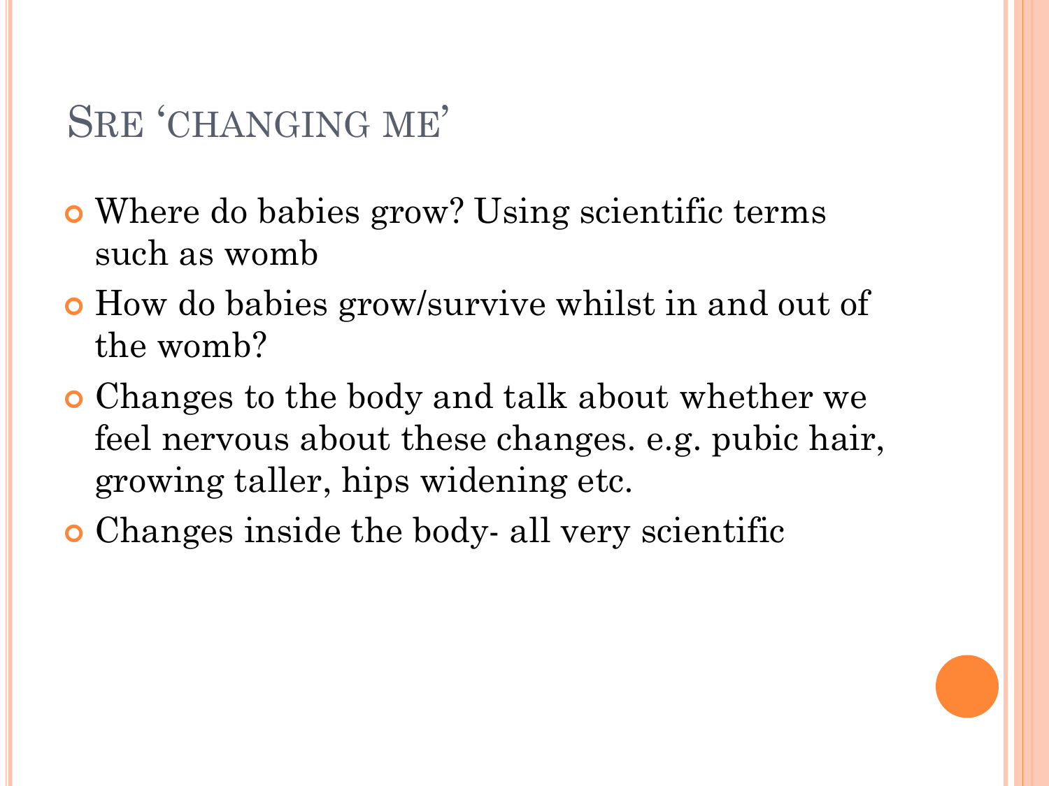# SRE 'CHANGING ME'

- Where do babies grow? Using scientific terms such as womb
- How do babies grow/survive whilst in and out of the womb?
- Changes to the body and talk about whether we feel nervous about these changes. e.g. pubic hair, growing taller, hips widening etc.
- Changes inside the body- all very scientific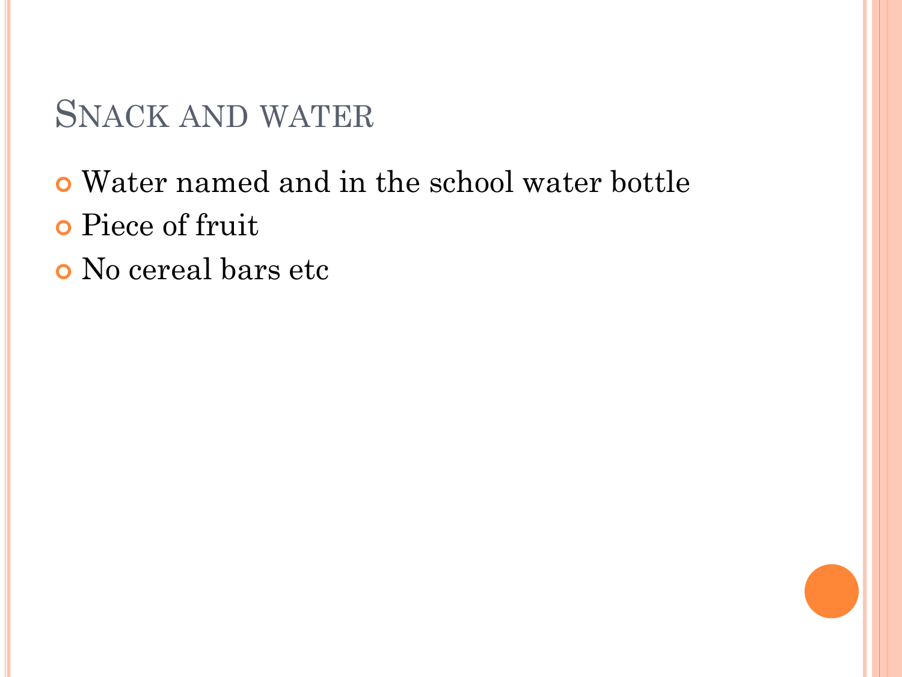## Snack and water

- Water named and in the school water bottle
- Piece of fruit
- No cereal bars etc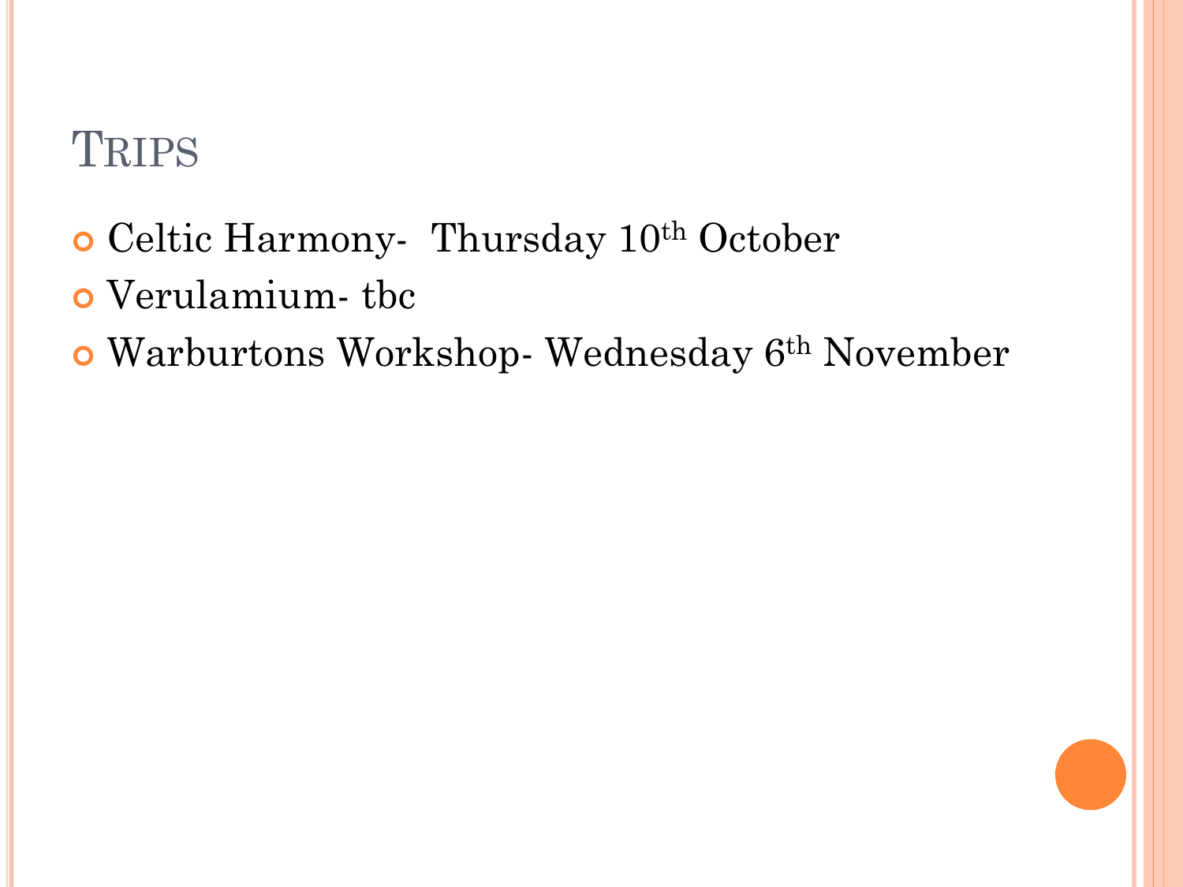# Trips

- Celtic Harmony- Thursday 10th October
- Verulamium- tbc
- Warburtons Workshop- Wednesday 6th November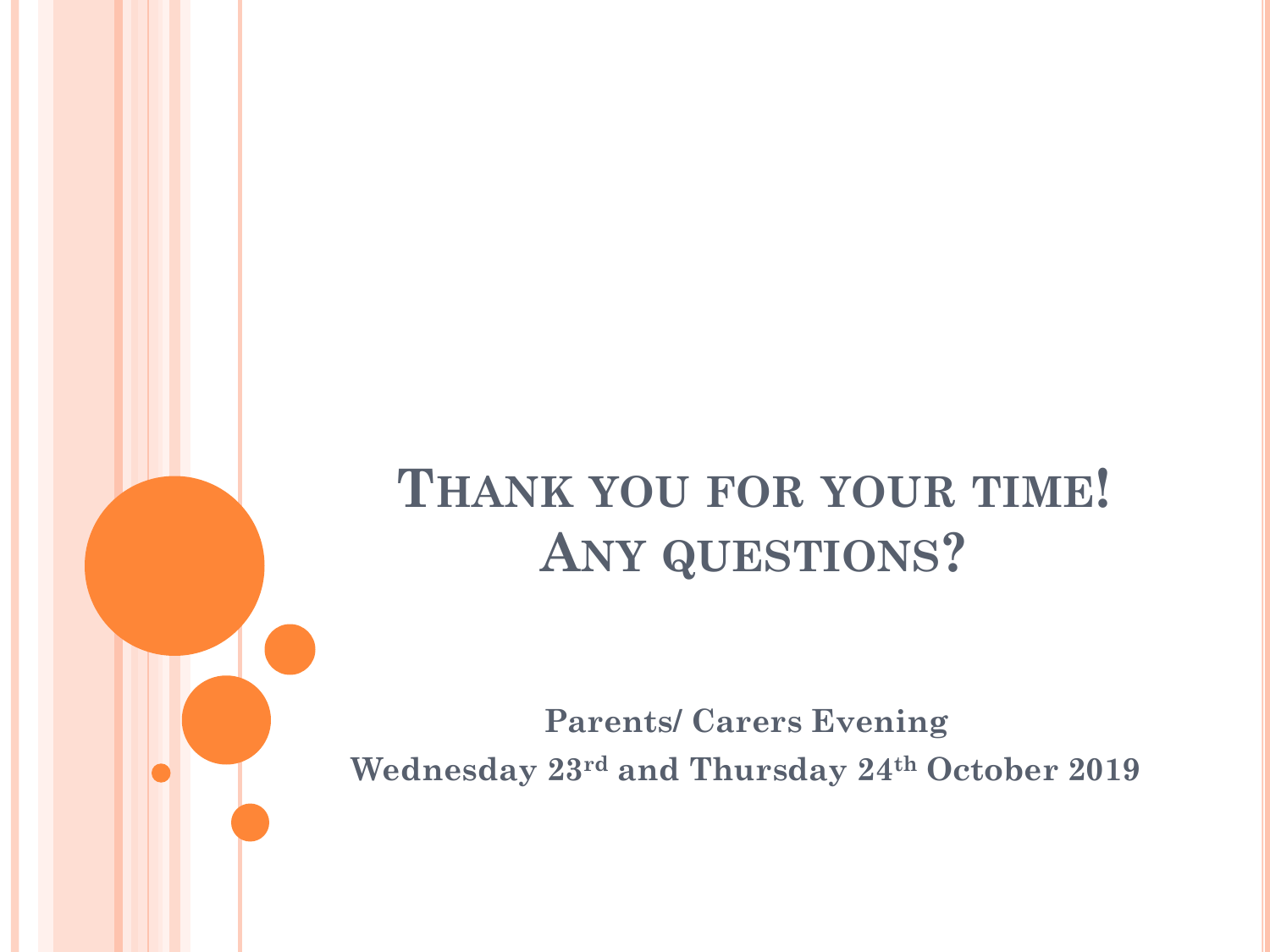# Thank you for your time! Any questions?

**Parents/ Carers Evening**

**Wednesday 23rd and Thursday 24th October 2019**